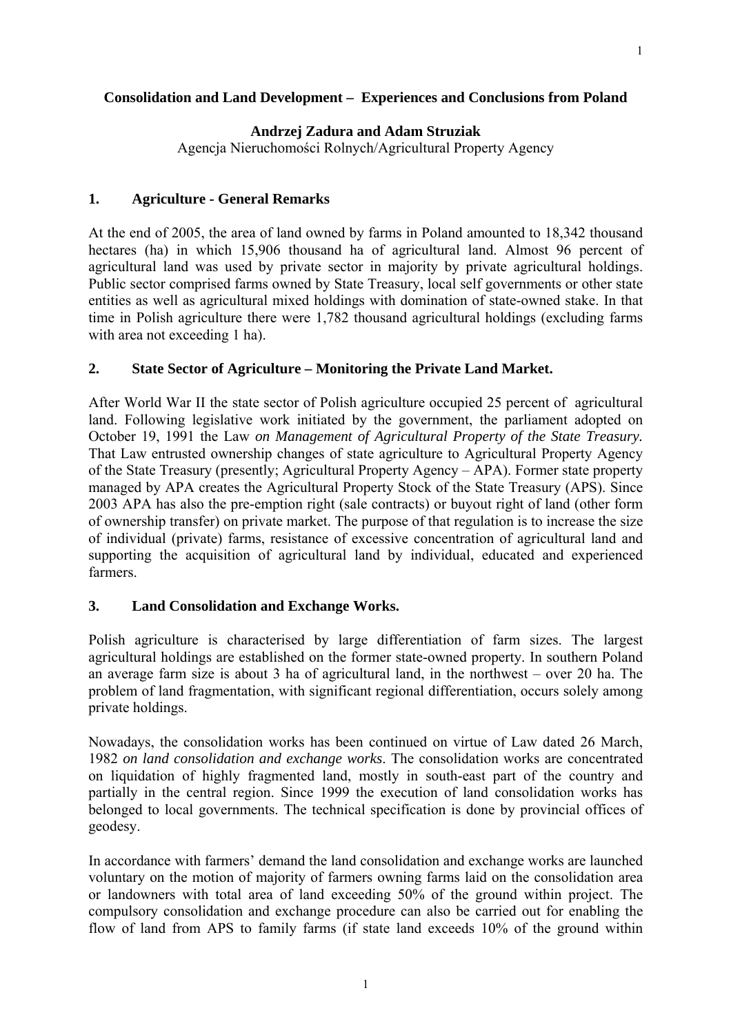# Consolidation and Land Development – Experiences and Conclusions from Poland

**Andrzej Zadura and Adam Struziak**

Agencja Nieruchomości Rolnych/Agricultural Property Agency

## 1. Agriculture - General Remarks

At the end of 2005, the area of land owned by farms in Poland amounted to 18,342 thousand hectares (ha) in which 15,906 thousand ha of agricultural land. Almost 96 percent of agricultural land was used by private sector in majority by private agricultural holdings. Public sector comprised farms owned by State Treasury, local self governments or other state entities as well as agricultural mixed holdings with domination of state-owned stake. In that time in Polish agriculture there were 1,782 thousand agricultural holdings (excluding farms with area not exceeding 1 ha).

## 2. State Sector of Agriculture – Monitoring the Private Land Market.

After World War II the state sector of Polish agriculture occupied 25 percent of agricultural land. Following legislative work initiated by the government, the parliament adopted on October 19, 1991 the Law *on Management of Agricultural Property of the State Treasury.* That Law entrusted ownership changes of state agriculture to Agricultural Property Agency of the State Treasury (presently; Agricultural Property Agency – APA). Former state property managed by APA creates the Agricultural Property Stock of the State Treasury (APS). Since 2003 APA has also the pre-emption right (sale contracts) or buyout right of land (other form of ownership transfer) on private market. The purpose of that regulation is to increase the size of individual (private) farms, resistance of excessive concentration of agricultural land and supporting the acquisition of agricultural land by individual, educated and experienced farmers.

## 3. Land Consolidation and Exchange Works.

Polish agriculture is characterised by large differentiation of farm sizes. The largest agricultural holdings are established on the former state-owned property. In southern Poland an average farm size is about 3 ha of agricultural land, in the northwest – over 20 ha. The problem of land fragmentation, with significant regional differentiation, occurs solely among private holdings.

Nowadays, the consolidation works has been continued on virtue of Law dated 26 March, 1982 *on land consolidation and exchange works*. The consolidation works are concentrated on liquidation of highly fragmented land, mostly in south-east part of the country and partially in the central region. Since 1999 the execution of land consolidation works has belonged to local governments. The technical specification is done by provincial offices of geodesy.

In accordance with farmers' demand the land consolidation and exchange works are launched voluntary on the motion of majority of farmers owning farms laid on the consolidation area or landowners with total area of land exceeding 50% of the ground within project. The compulsory consolidation and exchange procedure can also be carried out for enabling the flow of land from APS to family farms (if state land exceeds 10% of the ground within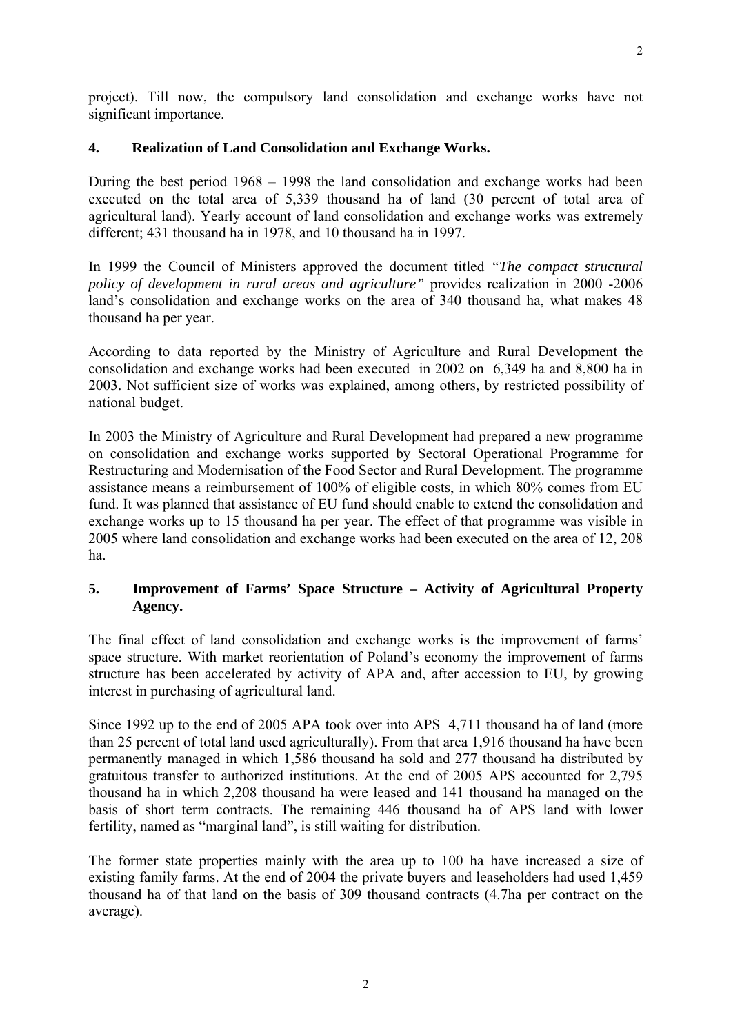project). Till now, the compulsory land consolidation and exchange works have not significant importance.

## 4. Realization of Land Consolidation and Exchange Works.

During the best period 1968 – 1998 the land consolidation and exchange works had been executed on the total area of 5,339 thousand ha of land (30 percent of total area of agricultural land). Yearly account of land consolidation and exchange works was extremely different; 431 thousand ha in 1978, and 10 thousand ha in 1997.

In 1999 the Council of Ministers approved the document titled *"The compact structural policy of development in rural areas and agriculture"* provides realization in 2000 -2006 land's consolidation and exchange works on the area of 340 thousand ha, what makes 48 thousand ha per year.

According to data reported by the Ministry of Agriculture and Rural Development the consolidation and exchange works had been executed in 2002 on 6,349 ha and 8,800 ha in 2003. Not sufficient size of works was explained, among others, by restricted possibility of national budget.

In 2003 the Ministry of Agriculture and Rural Development had prepared a new programme on consolidation and exchange works supported by Sectoral Operational Programme for Restructuring and Modernisation of the Food Sector and Rural Development. The programme assistance means a reimbursement of 100% of eligible costs, in which 80% comes from EU fund. It was planned that assistance of EU fund should enable to extend the consolidation and exchange works up to 15 thousand ha per year. The effect of that programme was visible in 2005 where land consolidation and exchange works had been executed on the area of 12, 208 ha.

## 5. Improvement of Farms' Space Structure – Activity of Agricultural Property Agency.

The final effect of land consolidation and exchange works is the improvement of farms' space structure. With market reorientation of Poland's economy the improvement of farms structure has been accelerated by activity of APA and, after accession to EU, by growing interest in purchasing of agricultural land.

Since 1992 up to the end of 2005 APA took over into APS 4,711 thousand ha of land (more than 25 percent of total land used agriculturally). From that area 1,916 thousand ha have been permanently managed in which 1,586 thousand ha sold and 277 thousand ha distributed by gratuitous transfer to authorized institutions. At the end of 2005 APS accounted for 2,795 thousand ha in which 2,208 thousand ha were leased and 141 thousand ha managed on the basis of short term contracts. The remaining 446 thousand ha of APS land with lower fertility, named as "marginal land", is still waiting for distribution.

The former state properties mainly with the area up to 100 ha have increased a size of existing family farms. At the end of 2004 the private buyers and leaseholders had used 1,459 thousand ha of that land on the basis of 309 thousand contracts (4.7ha per contract on the average).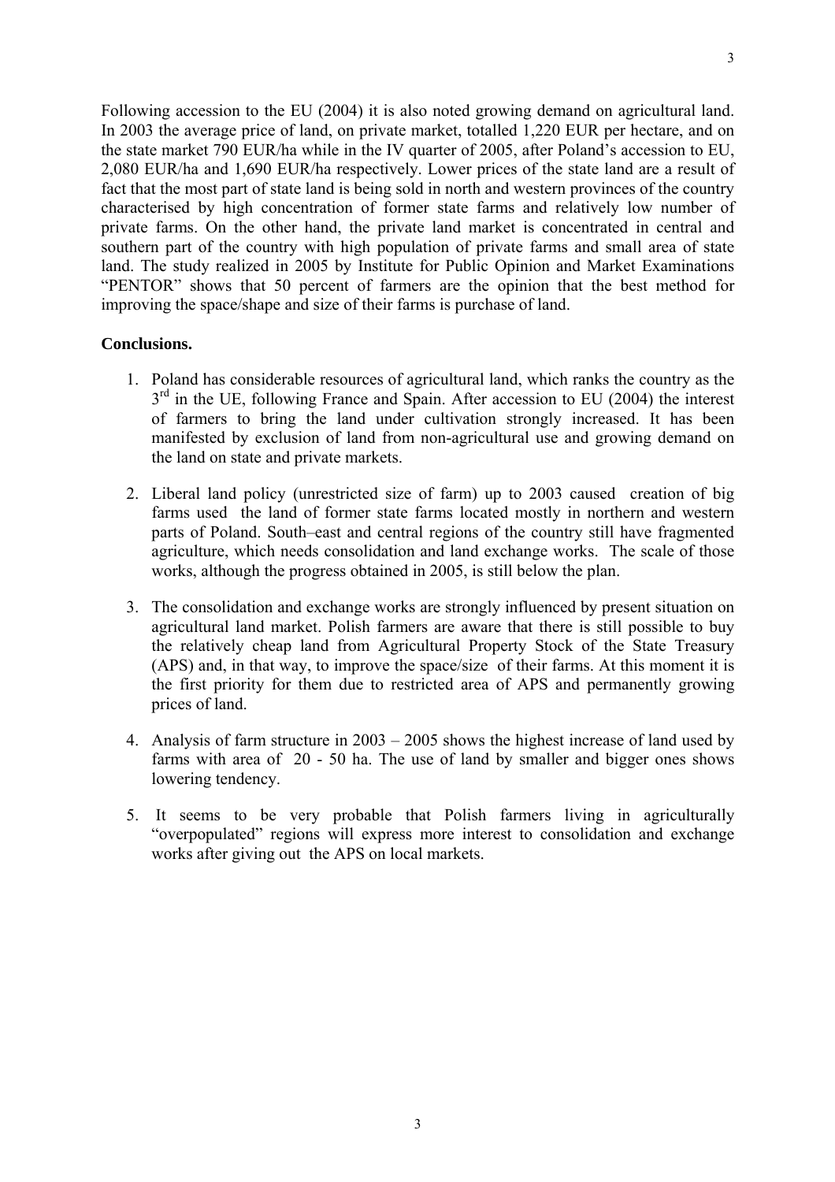Following accession to the EU (2004) it is also noted growing demand on agricultural land. In 2003 the average price of land, on private market, totalled 1,220 EUR per hectare, and on the state market 790 EUR/ha while in the IV quarter of 2005, after Poland's accession to EU, 2,080 EUR/ha and 1,690 EUR/ha respectively. Lower prices of the state land are a result of fact that the most part of state land is being sold in north and western provinces of the country characterised by high concentration of former state farms and relatively low number of private farms. On the other hand, the private land market is concentrated in central and southern part of the country with high population of private farms and small area of state land. The study realized in 2005 by Institute for Public Opinion and Market Examinations "PENTOR" shows that 50 percent of farmers are the opinion that the best method for improving the space/shape and size of their farms is purchase of land.

**Conclusions.**

1. Poland has considerable resources of agricultural land, which ranks the country as the 3rd in the UE, following France and Spain. After accession to EU (2004) the interest of farmers to bring the land under cultivation strongly increased. It has been manifested by exclusion of land from non-agricultural use and growing demand on the land on state and private markets.

2. Liberal land policy (unrestricted size of farm) up to 2003 caused creation of big farms used the land of former state farms located mostly in northern and western parts of Poland. South–east and central regions of the country still have fragmented agriculture, which needs consolidation and land exchange works. The scale of those works, although the progress obtained in 2005, is still below the plan.

3. The consolidation and exchange works are strongly influenced by present situation on agricultural land market. Polish farmers are aware that there is still possible to buy the relatively cheap land from Agricultural Property Stock of the State Treasury (APS) and, in that way, to improve the space/size of their farms. At this moment it is the first priority for them due to restricted area of APS and permanently growing prices of land.

4. Analysis of farm structure in 2003 – 2005 shows the highest increase of land used by farms with area of 20 - 50 ha. The use of land by smaller and bigger ones shows lowering tendency.

5. It seems to be very probable that Polish farmers living in agriculturally "overpopulated" regions will express more interest to consolidation and exchange works after giving out the APS on local markets.